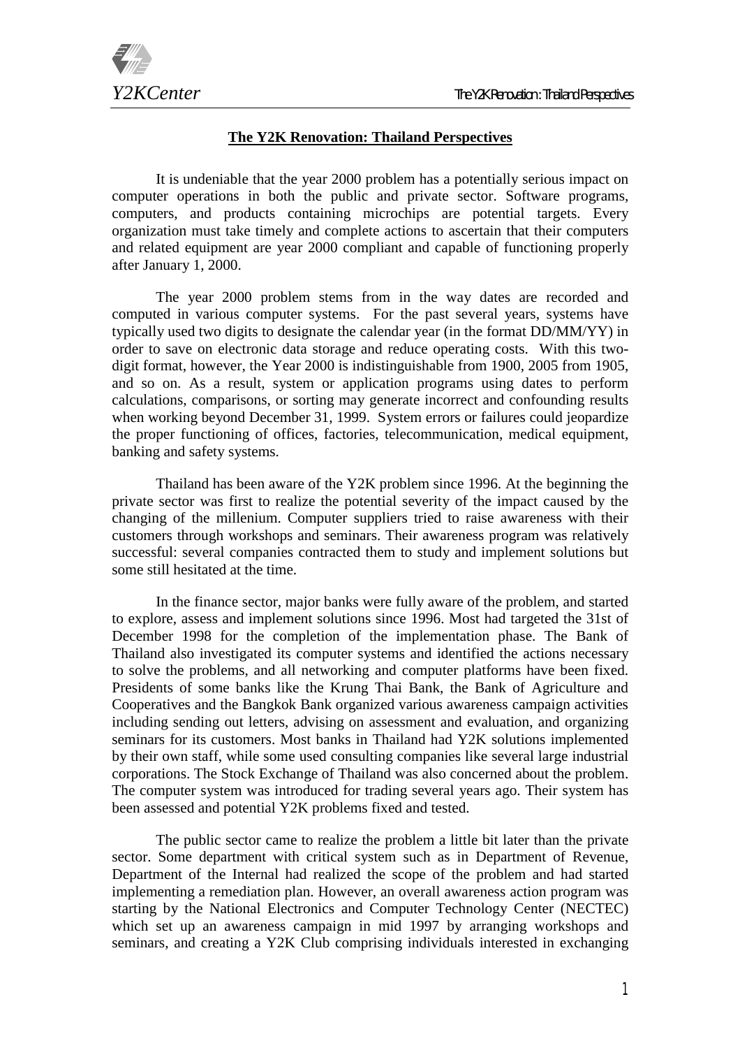# The Y2K Renovation: Thailand Perspectives

It is undeniable that the year 2000 problem has a potentially serious impact on computer operations in both the public and private sector. Software programs, computers, and products containing microchips are potential targets. Every organization must take timely and complete actions to ascertain that their computers and related equipment are year 2000 compliant and capable of functioning properly after January 1, 2000.

The year 2000 problem stems from in the way dates are recorded and computed in various computer systems. For the past several years, systems have typically used two digits to designate the calendar year (in the format DD/MM/YY) in order to save on electronic data storage and reduce operating costs. With this two-digit format, however, the Year 2000 is indistinguishable from 1900, 2005 from 1905, and so on. As a result, system or application programs using dates to perform calculations, comparisons, or sorting may generate incorrect and confounding results when working beyond December 31, 1999. System errors or failures could jeopardize the proper functioning of offices, factories, telecommunication, medical equipment, banking and safety systems.

Thailand has been aware of the Y2K problem since 1996. At the beginning the private sector was first to realize the potential severity of the impact caused by the changing of the millenium. Computer suppliers tried to raise awareness with their customers through workshops and seminars. Their awareness program was relatively successful: several companies contracted them to study and implement solutions but some still hesitated at the time.

In the finance sector, major banks were fully aware of the problem, and started to explore, assess and implement solutions since 1996. Most had targeted the 31st of December 1998 for the completion of the implementation phase. The Bank of Thailand also investigated its computer systems and identified the actions necessary to solve the problems, and all networking and computer platforms have been fixed. Presidents of some banks like the Krung Thai Bank, the Bank of Agriculture and Cooperatives and the Bangkok Bank organized various awareness campaign activities including sending out letters, advising on assessment and evaluation, and organizing seminars for its customers. Most banks in Thailand had Y2K solutions implemented by their own staff, while some used consulting companies like several large industrial corporations. The Stock Exchange of Thailand was also concerned about the problem. The computer system was introduced for trading several years ago. Their system has been assessed and potential Y2K problems fixed and tested.

The public sector came to realize the problem a little bit later than the private sector. Some department with critical system such as in Department of Revenue, Department of the Internal had realized the scope of the problem and had started implementing a remediation plan. However, an overall awareness action program was starting by the National Electronics and Computer Technology Center (NECTEC) which set up an awareness campaign in mid 1997 by arranging workshops and seminars, and creating a Y2K Club comprising individuals interested in exchanging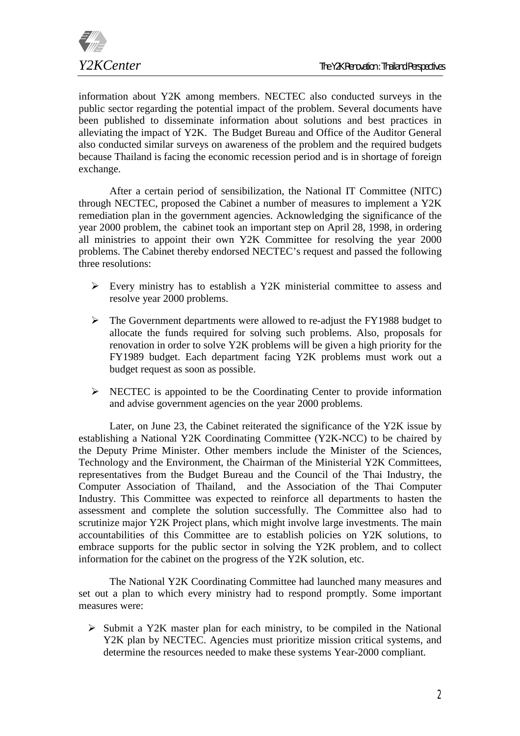information about Y2K among members. NECTEC also conducted surveys in the public sector regarding the potential impact of the problem. Several documents have been published to disseminate information about solutions and best practices in alleviating the impact of Y2K. The Budget Bureau and Office of the Auditor General also conducted similar surveys on awareness of the problem and the required budgets because Thailand is facing the economic recession period and is in shortage of foreign exchange.

After a certain period of sensibilization, the National IT Committee (NITC) through NECTEC, proposed the Cabinet a number of measures to implement a Y2K remediation plan in the government agencies. Acknowledging the significance of the year 2000 problem, the cabinet took an important step on April 28, 1998, in ordering all ministries to appoint their own Y2K Committee for resolving the year 2000 problems. The Cabinet thereby endorsed NECTEC's request and passed the following three resolutions:

- Every ministry has to establish a Y2K ministerial committee to assess and resolve year 2000 problems.
- The Government departments were allowed to re-adjust the FY1988 budget to allocate the funds required for solving such problems. Also, proposals for renovation in order to solve Y2K problems will be given a high priority for the FY1989 budget. Each department facing Y2K problems must work out a budget request as soon as possible.
- NECTEC is appointed to be the Coordinating Center to provide information and advise government agencies on the year 2000 problems.

Later, on June 23, the Cabinet reiterated the significance of the Y2K issue by establishing a National Y2K Coordinating Committee (Y2K-NCC) to be chaired by the Deputy Prime Minister. Other members include the Minister of the Sciences, Technology and the Environment, the Chairman of the Ministerial Y2K Committees, representatives from the Budget Bureau and the Council of the Thai Industry, the Computer Association of Thailand, and the Association of the Thai Computer Industry. This Committee was expected to reinforce all departments to hasten the assessment and complete the solution successfully. The Committee also had to scrutinize major Y2K Project plans, which might involve large investments. The main accountabilities of this Committee are to establish policies on Y2K solutions, to embrace supports for the public sector in solving the Y2K problem, and to collect information for the cabinet on the progress of the Y2K solution, etc.

The National Y2K Coordinating Committee had launched many measures and set out a plan to which every ministry had to respond promptly. Some important measures were:

- Submit a Y2K master plan for each ministry, to be compiled in the National Y2K plan by NECTEC. Agencies must prioritize mission critical systems, and determine the resources needed to make these systems Year-2000 compliant.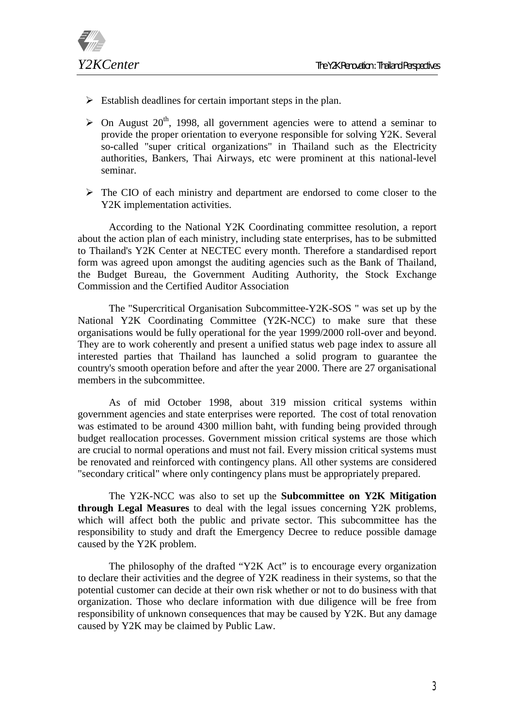- Establish deadlines for certain important steps in the plan.
- On August 20th, 1998, all government agencies were to attend a seminar to provide the proper orientation to everyone responsible for solving Y2K. Several so-called "super critical organizations" in Thailand such as the Electricity authorities, Bankers, Thai Airways, etc were prominent at this national-level seminar.
- The CIO of each ministry and department are endorsed to come closer to the Y2K implementation activities.

According to the National Y2K Coordinating committee resolution, a report about the action plan of each ministry, including state enterprises, has to be submitted to Thailand's Y2K Center at NECTEC every month. Therefore a standardised report form was agreed upon amongst the auditing agencies such as the Bank of Thailand, the Budget Bureau, the Government Auditing Authority, the Stock Exchange Commission and the Certified Auditor Association

The "Supercritical Organisation Subcommittee-Y2K-SOS " was set up by the National Y2K Coordinating Committee (Y2K-NCC) to make sure that these organisations would be fully operational for the year 1999/2000 roll-over and beyond. They are to work coherently and present a unified status web page index to assure all interested parties that Thailand has launched a solid program to guarantee the country's smooth operation before and after the year 2000. There are 27 organisational members in the subcommittee.

As of mid October 1998, about 319 mission critical systems within government agencies and state enterprises were reported. The cost of total renovation was estimated to be around 4300 million baht, with funding being provided through budget reallocation processes. Government mission critical systems are those which are crucial to normal operations and must not fail. Every mission critical systems must be renovated and reinforced with contingency plans. All other systems are considered "secondary critical" where only contingency plans must be appropriately prepared.

The Y2K-NCC was also to set up the **Subcommittee on Y2K Mitigation through Legal Measures** to deal with the legal issues concerning Y2K problems, which will affect both the public and private sector. This subcommittee has the responsibility to study and draft the Emergency Decree to reduce possible damage caused by the Y2K problem.

The philosophy of the drafted "Y2K Act" is to encourage every organization to declare their activities and the degree of Y2K readiness in their systems, so that the potential customer can decide at their own risk whether or not to do business with that organization. Those who declare information with due diligence will be free from responsibility of unknown consequences that may be caused by Y2K. But any damage caused by Y2K may be claimed by Public Law.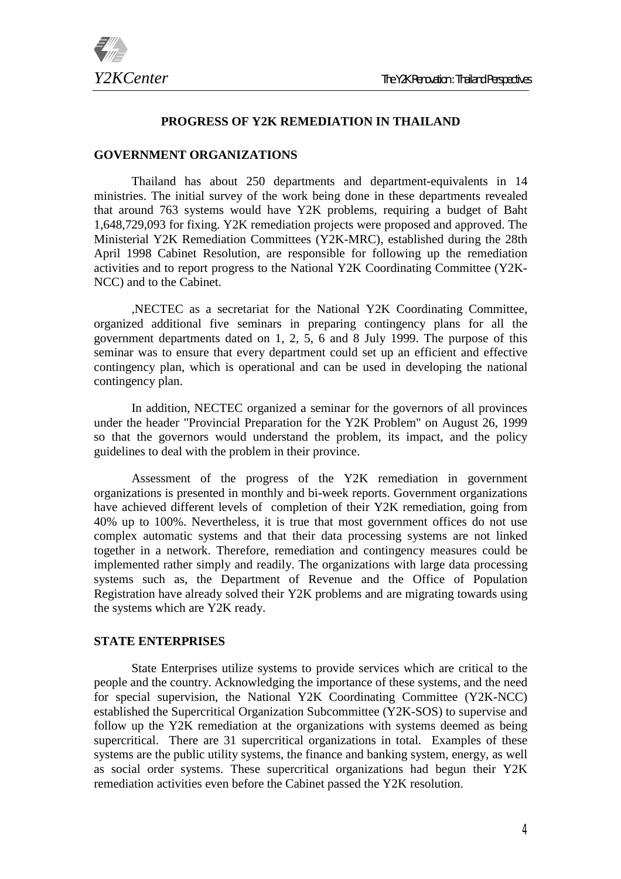# PROGRESS OF Y2K REMEDIATION IN THAILAND

## GOVERNMENT ORGANIZATIONS

Thailand has about 250 departments and department-equivalents in 14 ministries. The initial survey of the work being done in these departments revealed that around 763 systems would have Y2K problems, requiring a budget of Baht 1,648,729,093 for fixing. Y2K remediation projects were proposed and approved. The Ministerial Y2K Remediation Committees (Y2K-MRC), established during the 28th April 1998 Cabinet Resolution, are responsible for following up the remediation activities and to report progress to the National Y2K Coordinating Committee (Y2K-NCC) and to the Cabinet.

,NECTEC as a secretariat for the National Y2K Coordinating Committee, organized additional five seminars in preparing contingency plans for all the government departments dated on 1, 2, 5, 6 and 8 July 1999. The purpose of this seminar was to ensure that every department could set up an efficient and effective contingency plan, which is operational and can be used in developing the national contingency plan.

In addition, NECTEC organized a seminar for the governors of all provinces under the header "Provincial Preparation for the Y2K Problem" on August 26, 1999 so that the governors would understand the problem, its impact, and the policy guidelines to deal with the problem in their province.

Assessment of the progress of the Y2K remediation in government organizations is presented in monthly and bi-week reports. Government organizations have achieved different levels of completion of their Y2K remediation, going from 40% up to 100%. Nevertheless, it is true that most government offices do not use complex automatic systems and that their data processing systems are not linked together in a network. Therefore, remediation and contingency measures could be implemented rather simply and readily. The organizations with large data processing systems such as, the Department of Revenue and the Office of Population Registration have already solved their Y2K problems and are migrating towards using the systems which are Y2K ready.

## STATE ENTERPRISES

State Enterprises utilize systems to provide services which are critical to the people and the country. Acknowledging the importance of these systems, and the need for special supervision, the National Y2K Coordinating Committee (Y2K-NCC) established the Supercritical Organization Subcommittee (Y2K-SOS) to supervise and follow up the Y2K remediation at the organizations with systems deemed as being supercritical. There are 31 supercritical organizations in total. Examples of these systems are the public utility systems, the finance and banking system, energy, as well as social order systems. These supercritical organizations had begun their Y2K remediation activities even before the Cabinet passed the Y2K resolution.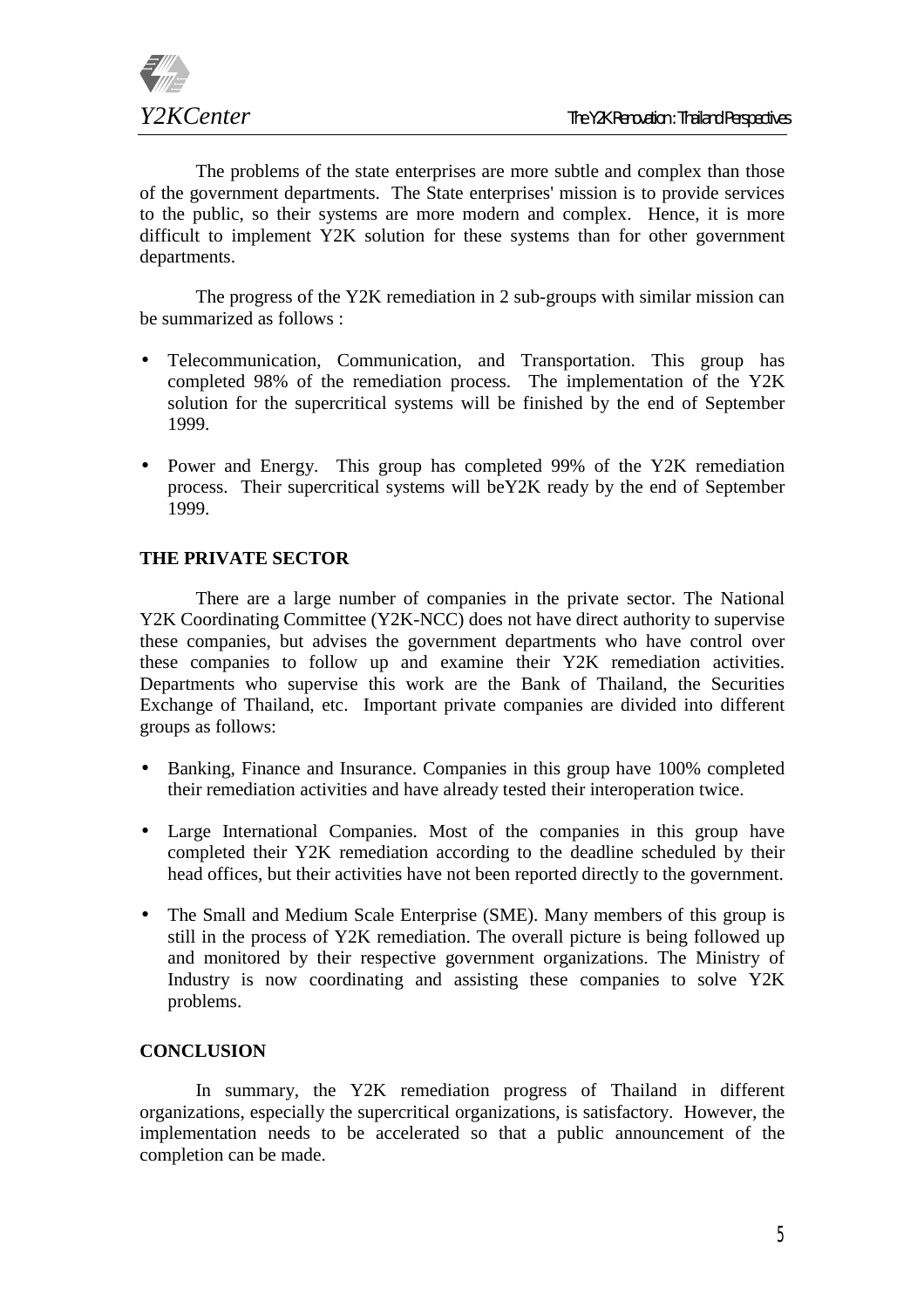The problems of the state enterprises are more subtle and complex than those of the government departments. The State enterprises' mission is to provide services to the public, so their systems are more modern and complex. Hence, it is more difficult to implement Y2K solution for these systems than for other government departments.

The progress of the Y2K remediation in 2 sub-groups with similar mission can be summarized as follows :

- Telecommunication, Communication, and Transportation. This group has completed 98% of the remediation process. The implementation of the Y2K solution for the supercritical systems will be finished by the end of September 1999.
- Power and Energy. This group has completed 99% of the Y2K remediation process. Their supercritical systems will beY2K ready by the end of September 1999.

**THE PRIVATE SECTOR**

There are a large number of companies in the private sector. The National Y2K Coordinating Committee (Y2K-NCC) does not have direct authority to supervise these companies, but advises the government departments who have control over these companies to follow up and examine their Y2K remediation activities. Departments who supervise this work are the Bank of Thailand, the Securities Exchange of Thailand, etc. Important private companies are divided into different groups as follows:

- Banking, Finance and Insurance. Companies in this group have 100% completed their remediation activities and have already tested their interoperation twice.
- Large International Companies. Most of the companies in this group have completed their Y2K remediation according to the deadline scheduled by their head offices, but their activities have not been reported directly to the government.
- The Small and Medium Scale Enterprise (SME). Many members of this group is still in the process of Y2K remediation. The overall picture is being followed up and monitored by their respective government organizations. The Ministry of Industry is now coordinating and assisting these companies to solve Y2K problems.

**CONCLUSION**

In summary, the Y2K remediation progress of Thailand in different organizations, especially the supercritical organizations, is satisfactory. However, the implementation needs to be accelerated so that a public announcement of the completion can be made.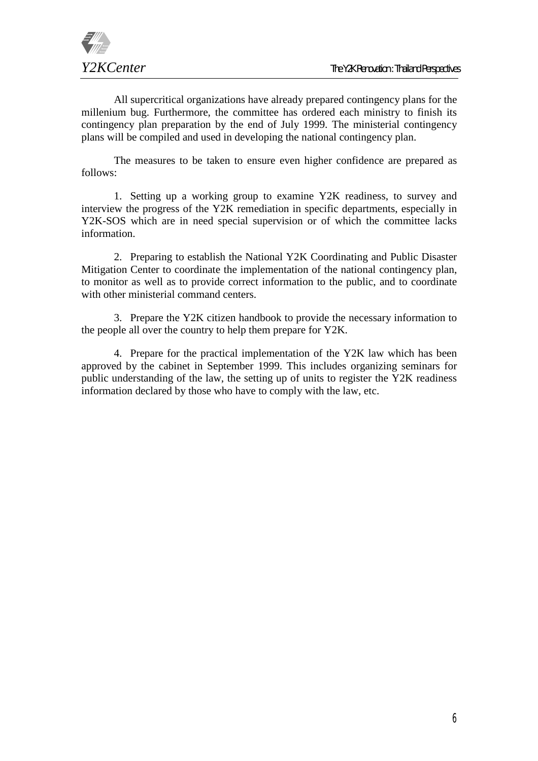All supercritical organizations have already prepared contingency plans for the millenium bug. Furthermore, the committee has ordered each ministry to finish its contingency plan preparation by the end of July 1999. The ministerial contingency plans will be compiled and used in developing the national contingency plan.

The measures to be taken to ensure even higher confidence are prepared as follows:

1. Setting up a working group to examine Y2K readiness, to survey and interview the progress of the Y2K remediation in specific departments, especially in Y2K-SOS which are in need special supervision or of which the committee lacks information.

2. Preparing to establish the National Y2K Coordinating and Public Disaster Mitigation Center to coordinate the implementation of the national contingency plan, to monitor as well as to provide correct information to the public, and to coordinate with other ministerial command centers.

3. Prepare the Y2K citizen handbook to provide the necessary information to the people all over the country to help them prepare for Y2K.

4. Prepare for the practical implementation of the Y2K law which has been approved by the cabinet in September 1999. This includes organizing seminars for public understanding of the law, the setting up of units to register the Y2K readiness information declared by those who have to comply with the law, etc.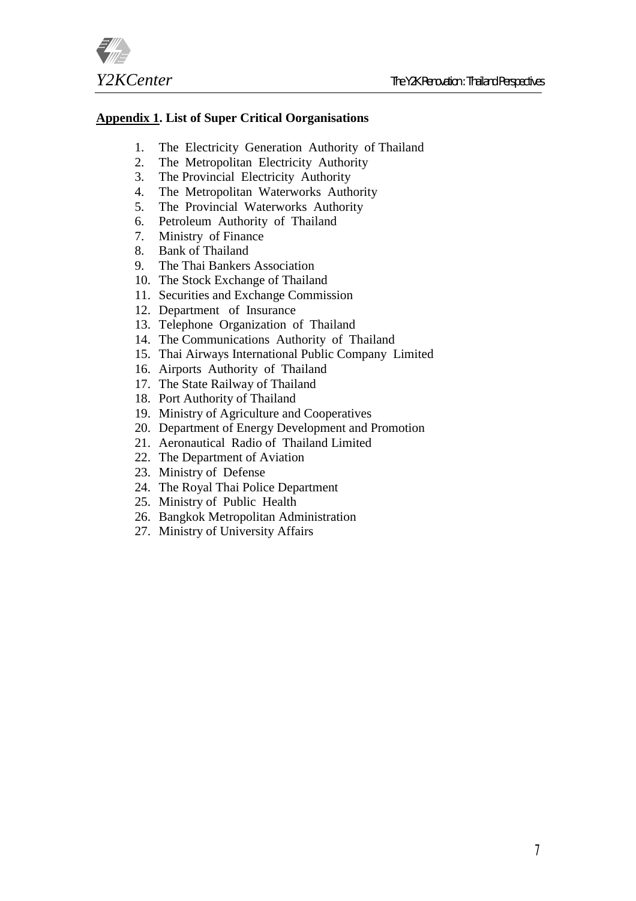**Appendix 1. List of Super Critical Oorganisations**

1. The Electricity Generation Authority of Thailand
2. The Metropolitan Electricity Authority
3. The Provincial Electricity Authority
4. The Metropolitan Waterworks Authority
5. The Provincial Waterworks Authority
6. Petroleum Authority of Thailand
7. Ministry of Finance
8. Bank of Thailand
9. The Thai Bankers Association
10. The Stock Exchange of Thailand
11. Securities and Exchange Commission
12. Department of Insurance
13. Telephone Organization of Thailand
14. The Communications Authority of Thailand
15. Thai Airways International Public Company Limited
16. Airports Authority of Thailand
17. The State Railway of Thailand
18. Port Authority of Thailand
19. Ministry of Agriculture and Cooperatives
20. Department of Energy Development and Promotion
21. Aeronautical Radio of Thailand Limited
22. The Department of Aviation
23. Ministry of Defense
24. The Royal Thai Police Department
25. Ministry of Public Health
26. Bangkok Metropolitan Administration
27. Ministry of University Affairs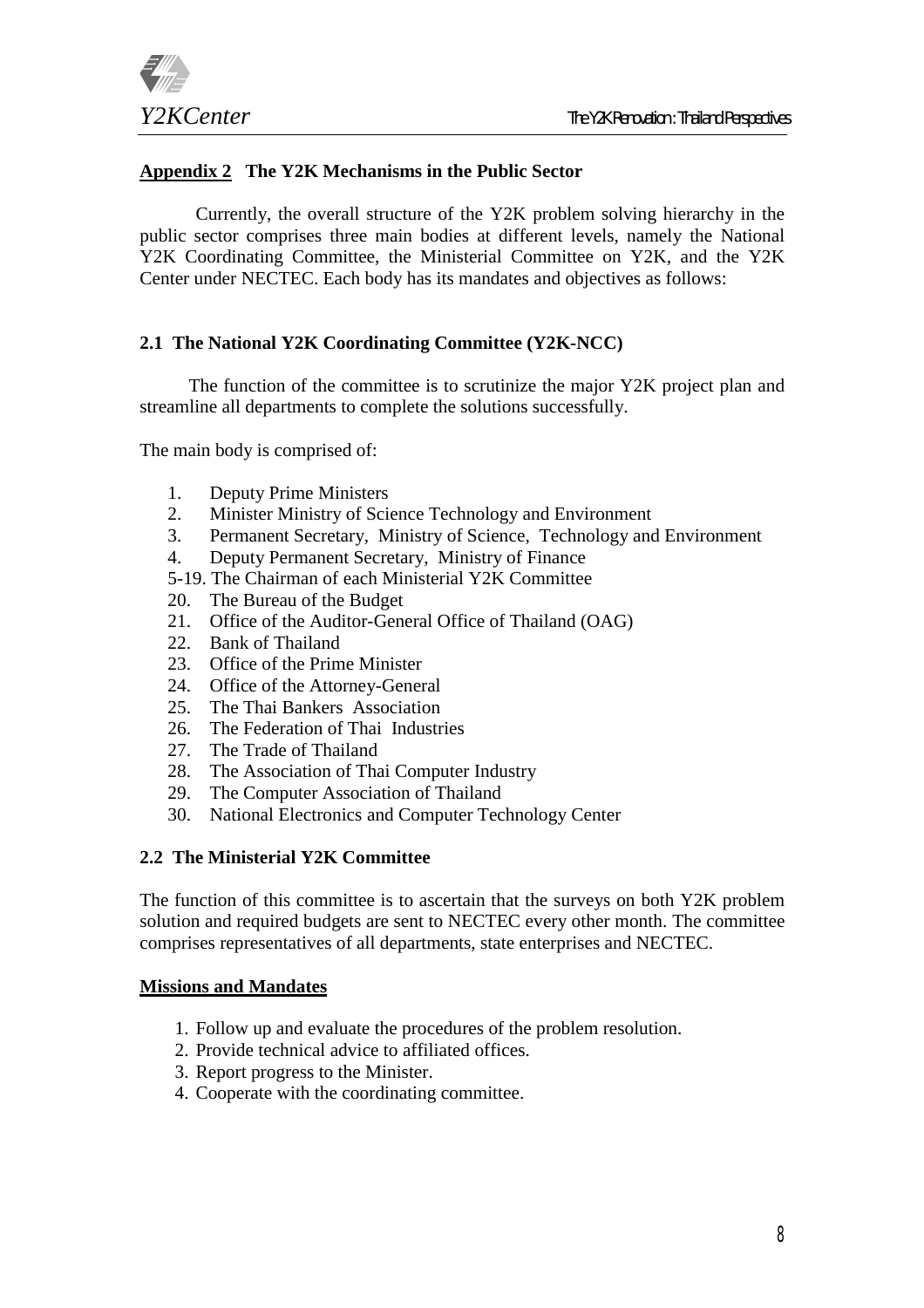## Appendix 2 The Y2K Mechanisms in the Public Sector

Currently, the overall structure of the Y2K problem solving hierarchy in the public sector comprises three main bodies at different levels, namely the National Y2K Coordinating Committee, the Ministerial Committee on Y2K, and the Y2K Center under NECTEC. Each body has its mandates and objectives as follows:

### 2.1 The National Y2K Coordinating Committee (Y2K-NCC)

The function of the committee is to scrutinize the major Y2K project plan and streamline all departments to complete the solutions successfully.

The main body is comprised of:

1. Deputy Prime Ministers
2. Minister Ministry of Science Technology and Environment
3. Permanent Secretary, Ministry of Science, Technology and Environment
4. Deputy Permanent Secretary, Ministry of Finance

5-19. The Chairman of each Ministerial Y2K Committee

20. The Bureau of the Budget
21. Office of the Auditor-General Office of Thailand (OAG)
22. Bank of Thailand
23. Office of the Prime Minister
24. Office of the Attorney-General
25. The Thai Bankers Association
26. The Federation of Thai Industries
27. The Trade of Thailand
28. The Association of Thai Computer Industry
29. The Computer Association of Thailand
30. National Electronics and Computer Technology Center

### 2.2 The Ministerial Y2K Committee

The function of this committee is to ascertain that the surveys on both Y2K problem solution and required budgets are sent to NECTEC every other month. The committee comprises representatives of all departments, state enterprises and NECTEC.

**Missions and Mandates**

1. Follow up and evaluate the procedures of the problem resolution.
2. Provide technical advice to affiliated offices.
3. Report progress to the Minister.
4. Cooperate with the coordinating committee.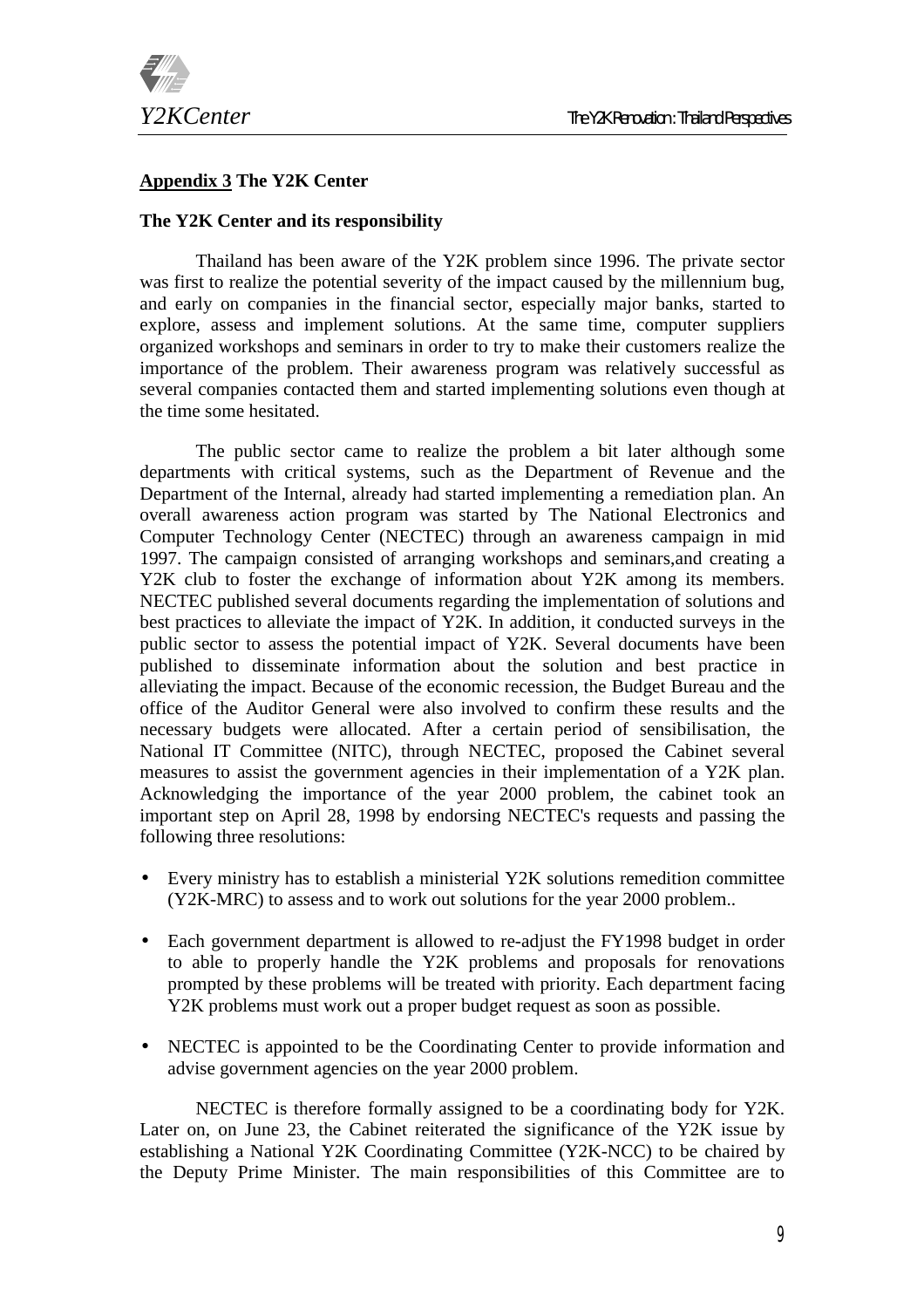**<u>Appendix 3</u> The Y2K Center**

**The Y2K Center and its responsibility**

Thailand has been aware of the Y2K problem since 1996. The private sector was first to realize the potential severity of the impact caused by the millennium bug, and early on companies in the financial sector, especially major banks, started to explore, assess and implement solutions. At the same time, computer suppliers organized workshops and seminars in order to try to make their customers realize the importance of the problem. Their awareness program was relatively successful as several companies contacted them and started implementing solutions even though at the time some hesitated.

The public sector came to realize the problem a bit later although some departments with critical systems, such as the Department of Revenue and the Department of the Internal, already had started implementing a remediation plan. An overall awareness action program was started by The National Electronics and Computer Technology Center (NECTEC) through an awareness campaign in mid 1997. The campaign consisted of arranging workshops and seminars,and creating a Y2K club to foster the exchange of information about Y2K among its members. NECTEC published several documents regarding the implementation of solutions and best practices to alleviate the impact of Y2K. In addition, it conducted surveys in the public sector to assess the potential impact of Y2K. Several documents have been published to disseminate information about the solution and best practice in alleviating the impact. Because of the economic recession, the Budget Bureau and the office of the Auditor General were also involved to confirm these results and the necessary budgets were allocated. After a certain period of sensibilisation, the National IT Committee (NITC), through NECTEC, proposed the Cabinet several measures to assist the government agencies in their implementation of a Y2K plan. Acknowledging the importance of the year 2000 problem, the cabinet took an important step on April 28, 1998 by endorsing NECTEC's requests and passing the following three resolutions:

- Every ministry has to establish a ministerial Y2K solutions remedition committee (Y2K-MRC) to assess and to work out solutions for the year 2000 problem..
- Each government department is allowed to re-adjust the FY1998 budget in order to able to properly handle the Y2K problems and proposals for renovations prompted by these problems will be treated with priority. Each department facing Y2K problems must work out a proper budget request as soon as possible.
- NECTEC is appointed to be the Coordinating Center to provide information and advise government agencies on the year 2000 problem.

NECTEC is therefore formally assigned to be a coordinating body for Y2K. Later on, on June 23, the Cabinet reiterated the significance of the Y2K issue by establishing a National Y2K Coordinating Committee (Y2K-NCC) to be chaired by the Deputy Prime Minister. The main responsibilities of this Committee are to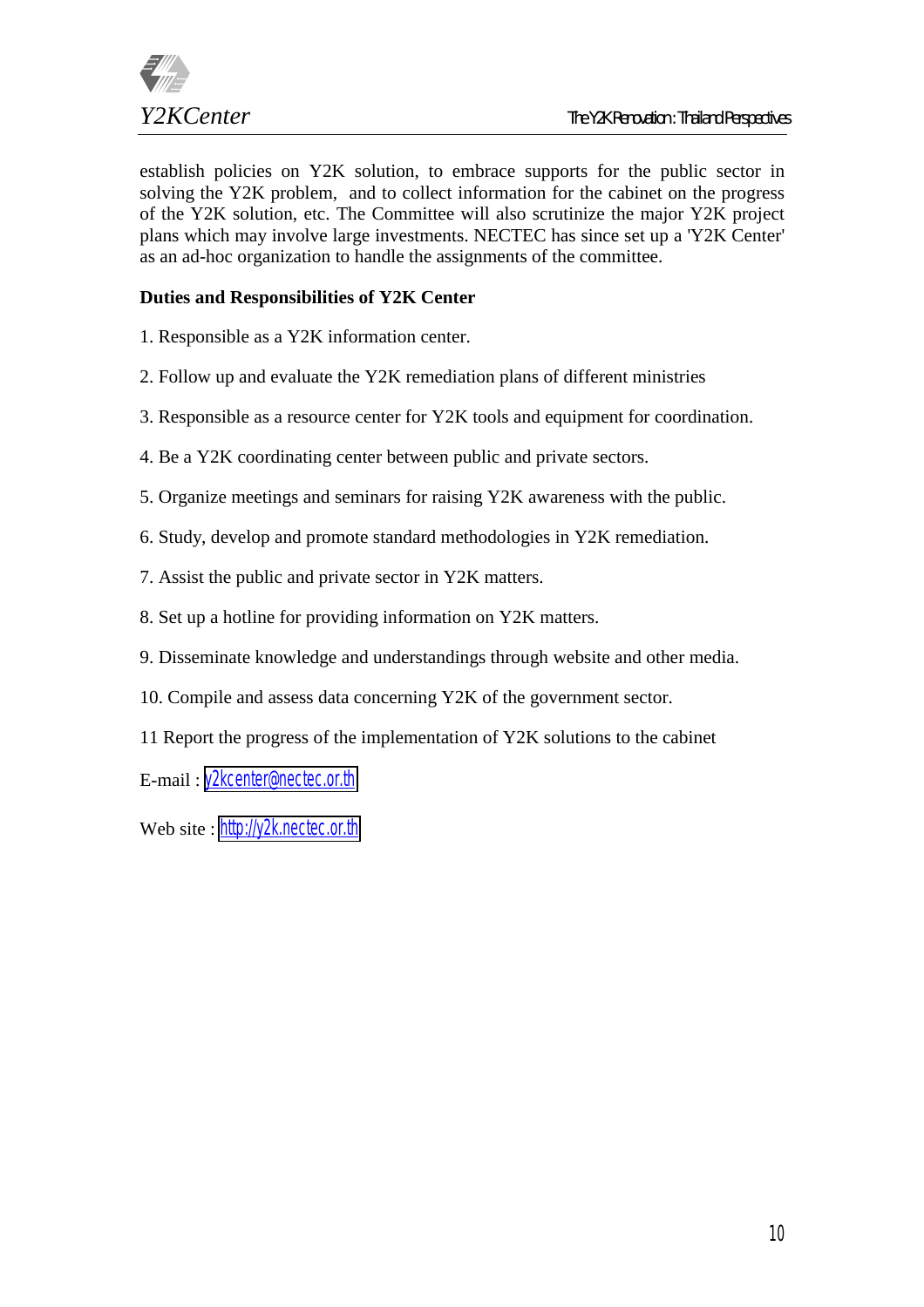establish policies on Y2K solution, to embrace supports for the public sector in solving the Y2K problem, and to collect information for the cabinet on the progress of the Y2K solution, etc. The Committee will also scrutinize the major Y2K project plans which may involve large investments. NECTEC has since set up a 'Y2K Center' as an ad-hoc organization to handle the assignments of the committee.

**Duties and Responsibilities of Y2K Center**

1. Responsible as a Y2K information center.

2. Follow up and evaluate the Y2K remediation plans of different ministries

3. Responsible as a resource center for Y2K tools and equipment for coordination.

4. Be a Y2K coordinating center between public and private sectors.

5. Organize meetings and seminars for raising Y2K awareness with the public.

6. Study, develop and promote standard methodologies in Y2K remediation.

7. Assist the public and private sector in Y2K matters.

8. Set up a hotline for providing information on Y2K matters.

9. Disseminate knowledge and understandings through website and other media.

10. Compile and assess data concerning Y2K of the government sector.

11 Report the progress of the implementation of Y2K solutions to the cabinet

E-mail : y2kcenter@nectec.or.th

Web site : http://y2k.nectec.or.th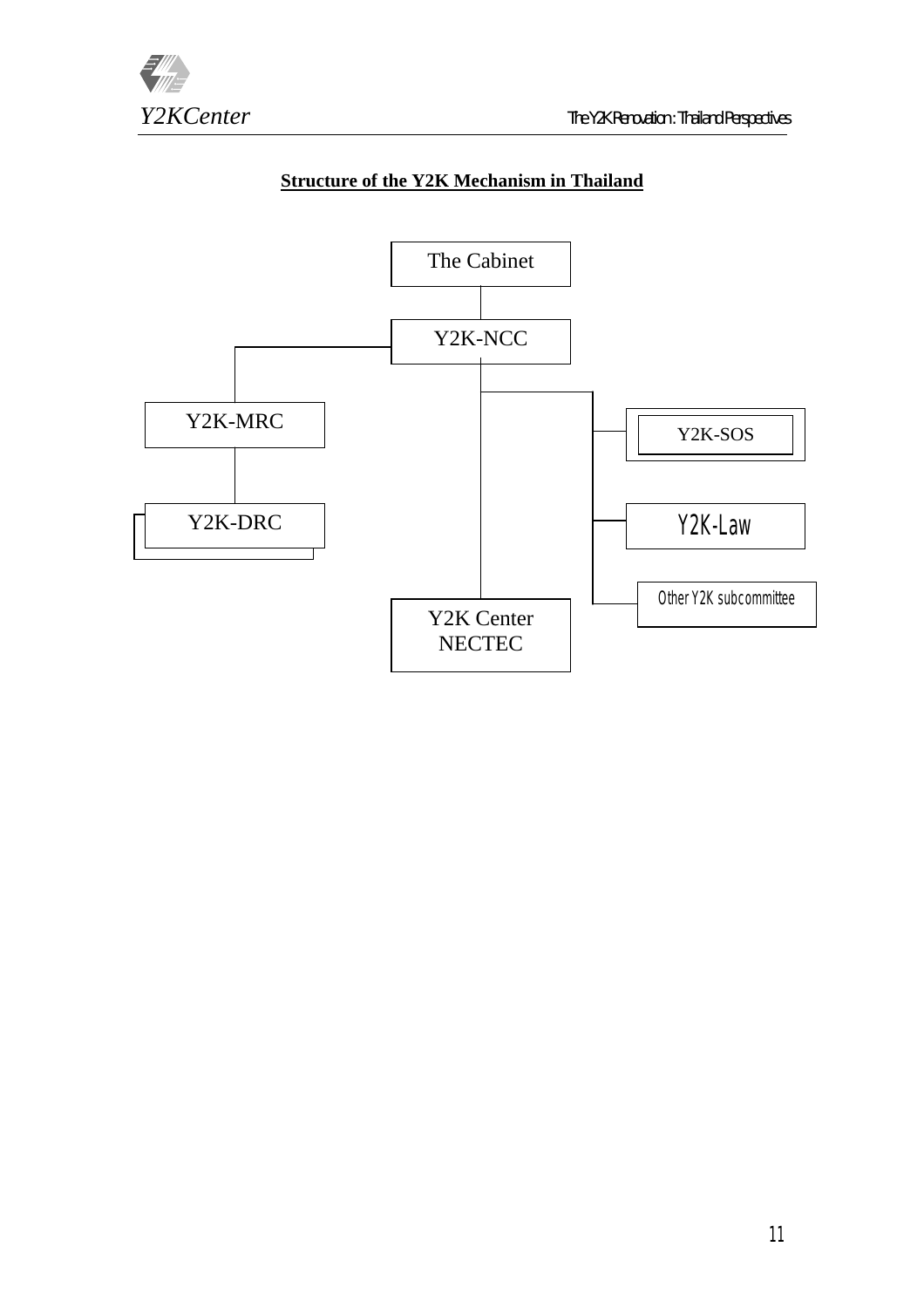**Structure of the Y2K Mechanism in Thailand**

The Cabinet

Y2K-NCC

Y2K-MRC

Y2K-DRC

Y2K-SOS

Y2K-Law

Other Y2K subcommittee

Y2K Center
NECTEC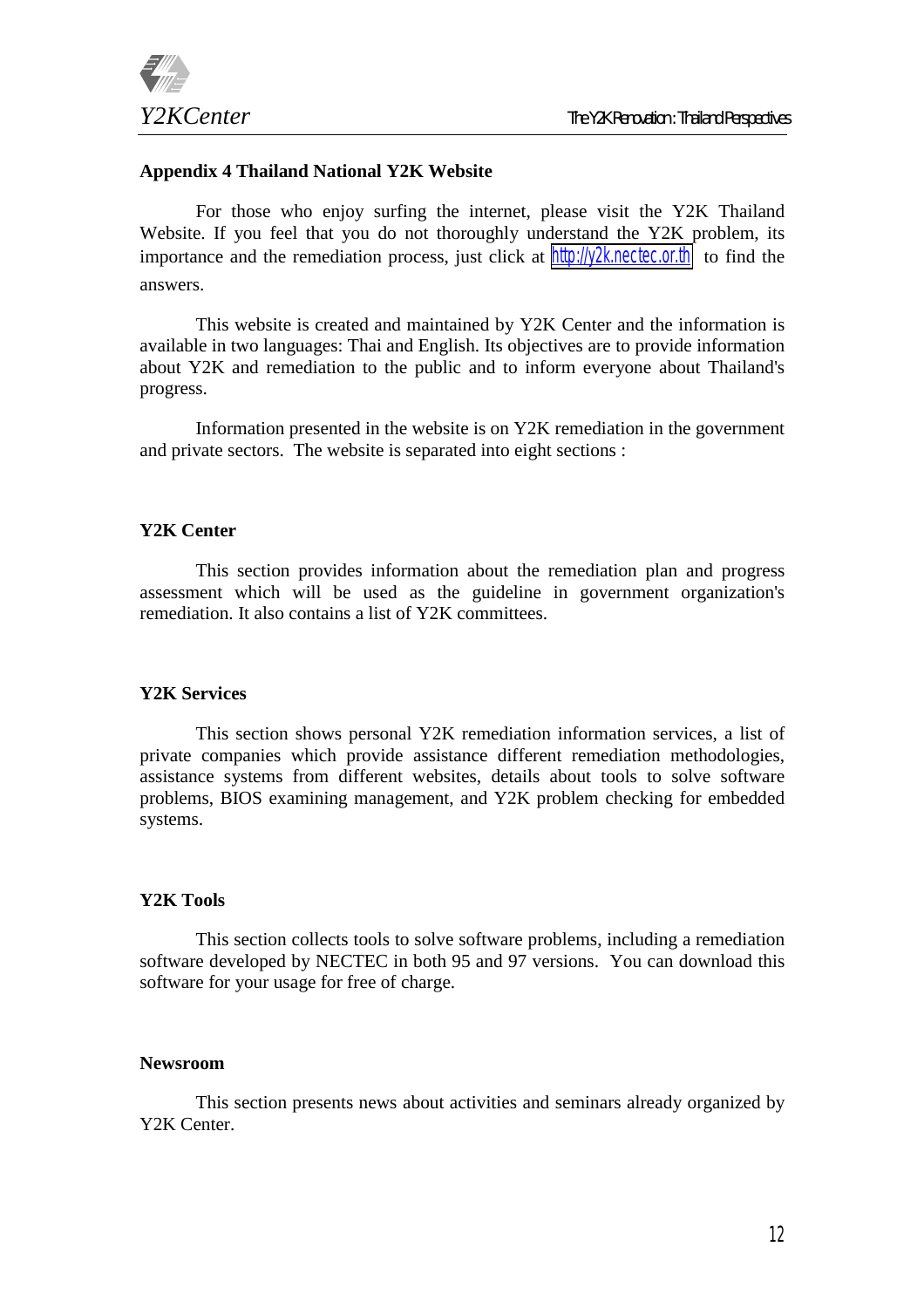## Appendix 4 Thailand National Y2K Website

For those who enjoy surfing the internet, please visit the Y2K Thailand Website. If you feel that you do not thoroughly understand the Y2K problem, its importance and the remediation process, just click at http://y2k.nectec.or.th to find the answers.

This website is created and maintained by Y2K Center and the information is available in two languages: Thai and English. Its objectives are to provide information about Y2K and remediation to the public and to inform everyone about Thailand's progress.

Information presented in the website is on Y2K remediation in the government and private sectors. The website is separated into eight sections :

### Y2K Center

This section provides information about the remediation plan and progress assessment which will be used as the guideline in government organization's remediation. It also contains a list of Y2K committees.

### Y2K Services

This section shows personal Y2K remediation information services, a list of private companies which provide assistance different remediation methodologies, assistance systems from different websites, details about tools to solve software problems, BIOS examining management, and Y2K problem checking for embedded systems.

### Y2K Tools

This section collects tools to solve software problems, including a remediation software developed by NECTEC in both 95 and 97 versions. You can download this software for your usage for free of charge.

### Newsroom

This section presents news about activities and seminars already organized by Y2K Center.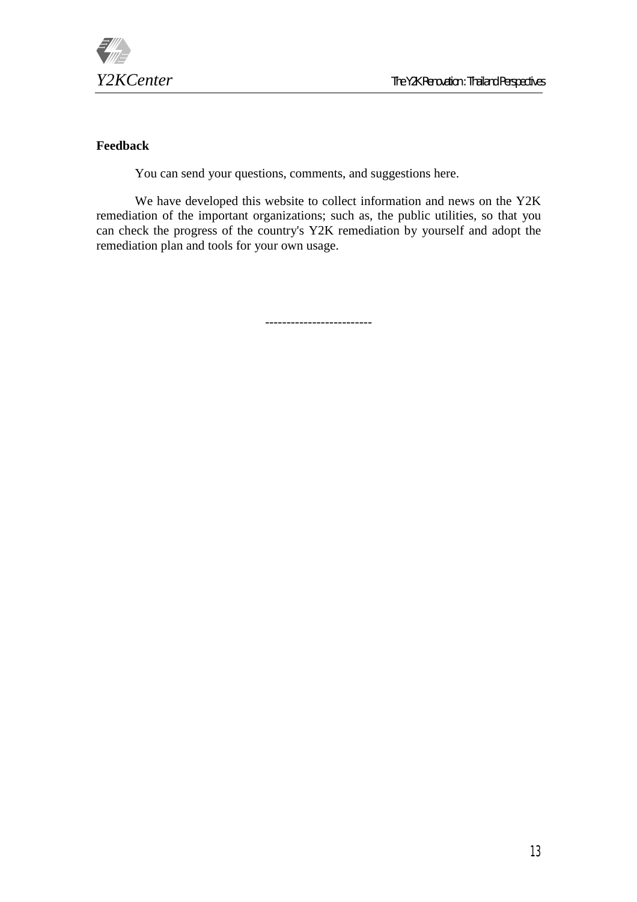**Feedback**

You can send your questions, comments, and suggestions here.

We have developed this website to collect information and news on the Y2K remediation of the important organizations; such as, the public utilities, so that you can check the progress of the country's Y2K remediation by yourself and adopt the remediation plan and tools for your own usage.

------------------------